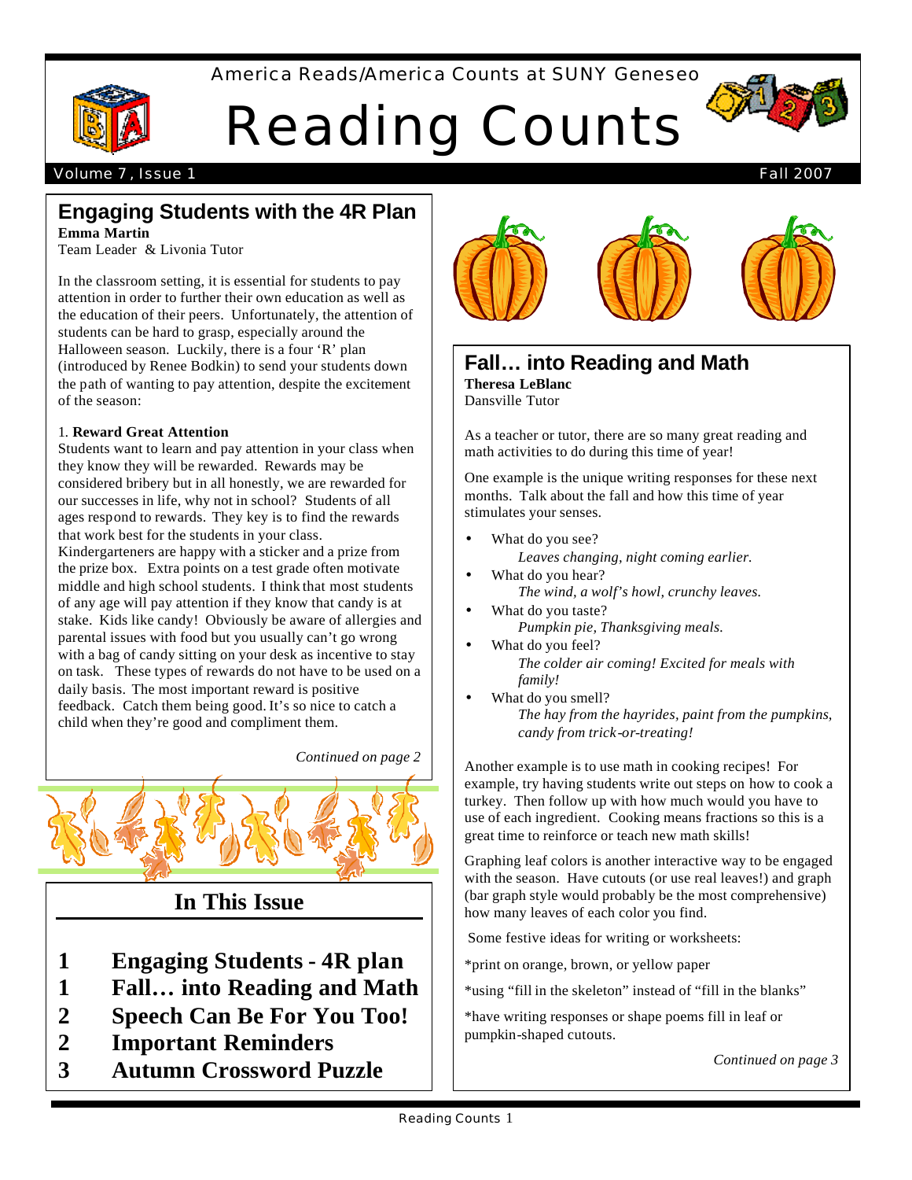America Reads/America Counts at SUNY Geneseo

# Reading Counts

Volume 7, Issue 1 — Fall 2007

## Engaging Students with the 4R Plan

**Emma Martin**
Team Leader & Livonia Tutor

In the classroom setting, it is essential for students to pay attention in order to further their own education as well as the education of their peers. Unfortunately, the attention of students can be hard to grasp, especially around the Halloween season. Luckily, there is a four 'R' plan (introduced by Renee Bodkin) to send your students down the path of wanting to pay attention, despite the excitement of the season:

1. **Reward Great Attention**

Students want to learn and pay attention in your class when they know they will be rewarded. Rewards may be considered bribery but in all honestly, we are rewarded for our successes in life, why not in school? Students of all ages respond to rewards. They key is to find the rewards that work best for the students in your class. Kindergarteners are happy with a sticker and a prize from the prize box. Extra points on a test grade often motivate middle and high school students. I think that most students of any age will pay attention if they know that candy is at stake. Kids like candy! Obviously be aware of allergies and parental issues with food but you usually can't go wrong with a bag of candy sitting on your desk as incentive to stay on task. These types of rewards do not have to be used on a daily basis. The most important reward is positive feedback. Catch them being good. It's so nice to catch a child when they're good and compliment them.

*Continued on page 2*

## In This Issue

1 Engaging Students - 4R plan
1 Fall… into Reading and Math
2 Speech Can Be For You Too!
2 Important Reminders
3 Autumn Crossword Puzzle

## Fall… into Reading and Math

**Theresa LeBlanc**
Dansville Tutor

As a teacher or tutor, there are so many great reading and math activities to do during this time of year!

One example is the unique writing responses for these next months. Talk about the fall and how this time of year stimulates your senses.

- What do you see?
  *Leaves changing, night coming earlier.*
- What do you hear?
  *The wind, a wolf's howl, crunchy leaves.*
- What do you taste?
  *Pumpkin pie, Thanksgiving meals.*
- What do you feel?
  *The colder air coming! Excited for meals with family!*
- What do you smell?
  *The hay from the hayrides, paint from the pumpkins, candy from trick-or-treating!*

Another example is to use math in cooking recipes! For example, try having students write out steps on how to cook a turkey. Then follow up with how much would you have to use of each ingredient. Cooking means fractions so this is a great time to reinforce or teach new math skills!

Graphing leaf colors is another interactive way to be engaged with the season. Have cutouts (or use real leaves!) and graph (bar graph style would probably be the most comprehensive) how many leaves of each color you find.

Some festive ideas for writing or worksheets:

*print on orange, brown, or yellow paper

*using "fill in the skeleton" instead of "fill in the blanks"

*have writing responses or shape poems fill in leaf or pumpkin-shaped cutouts.

*Continued on page 3*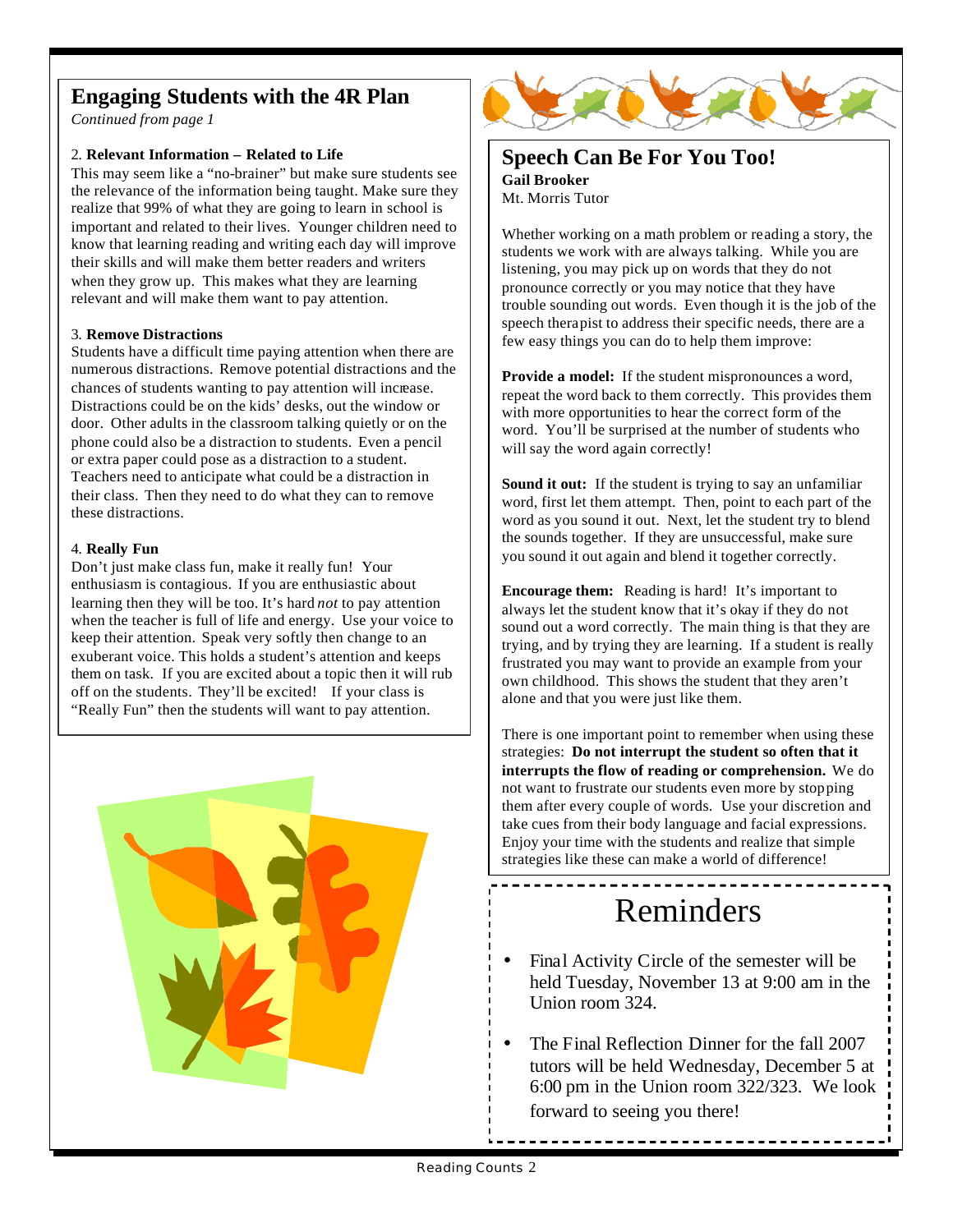## Engaging Students with the 4R Plan

*Continued from page 1*

2. **Relevant Information – Related to Life**

This may seem like a "no-brainer" but make sure students see the relevance of the information being taught. Make sure they realize that 99% of what they are going to learn in school is important and related to their lives. Younger children need to know that learning reading and writing each day will improve their skills and will make them better readers and writers when they grow up. This makes what they are learning relevant and will make them want to pay attention.

3. **Remove Distractions**

Students have a difficult time paying attention when there are numerous distractions. Remove potential distractions and the chances of students wanting to pay attention will increase. Distractions could be on the kids' desks, out the window or door. Other adults in the classroom talking quietly or on the phone could also be a distraction to students. Even a pencil or extra paper could pose as a distraction to a student. Teachers need to anticipate what could be a distraction in their class. Then they need to do what they can to remove these distractions.

4. **Really Fun**

Don't just make class fun, make it really fun! Your enthusiasm is contagious. If you are enthusiastic about learning then they will be too. It's hard *not* to pay attention when the teacher is full of life and energy. Use your voice to keep their attention. Speak very softly then change to an exuberant voice. This holds a student's attention and keeps them on task. If you are excited about a topic then it will rub off on the students. They'll be excited! If your class is "Really Fun" then the students will want to pay attention.

## Speech Can Be For You Too!

**Gail Brooker**
Mt. Morris Tutor

Whether working on a math problem or reading a story, the students we work with are always talking. While you are listening, you may pick up on words that they do not pronounce correctly or you may notice that they have trouble sounding out words. Even though it is the job of the speech therapist to address their specific needs, there are a few easy things you can do to help them improve:

**Provide a model:** If the student mispronounces a word, repeat the word back to them correctly. This provides them with more opportunities to hear the correct form of the word. You'll be surprised at the number of students who will say the word again correctly!

**Sound it out:** If the student is trying to say an unfamiliar word, first let them attempt. Then, point to each part of the word as you sound it out. Next, let the student try to blend the sounds together. If they are unsuccessful, make sure you sound it out again and blend it together correctly.

**Encourage them:** Reading is hard! It's important to always let the student know that it's okay if they do not sound out a word correctly. The main thing is that they are trying, and by trying they are learning. If a student is really frustrated you may want to provide an example from your own childhood. This shows the student that they aren't alone and that you were just like them.

There is one important point to remember when using these strategies: **Do not interrupt the student so often that it interrupts the flow of reading or comprehension.** We do not want to frustrate our students even more by stopping them after every couple of words. Use your discretion and take cues from their body language and facial expressions. Enjoy your time with the students and realize that simple strategies like these can make a world of difference!

## Reminders

- Final Activity Circle of the semester will be held Tuesday, November 13 at 9:00 am in the Union room 324.
- The Final Reflection Dinner for the fall 2007 tutors will be held Wednesday, December 5 at 6:00 pm in the Union room 322/323. We look forward to seeing you there!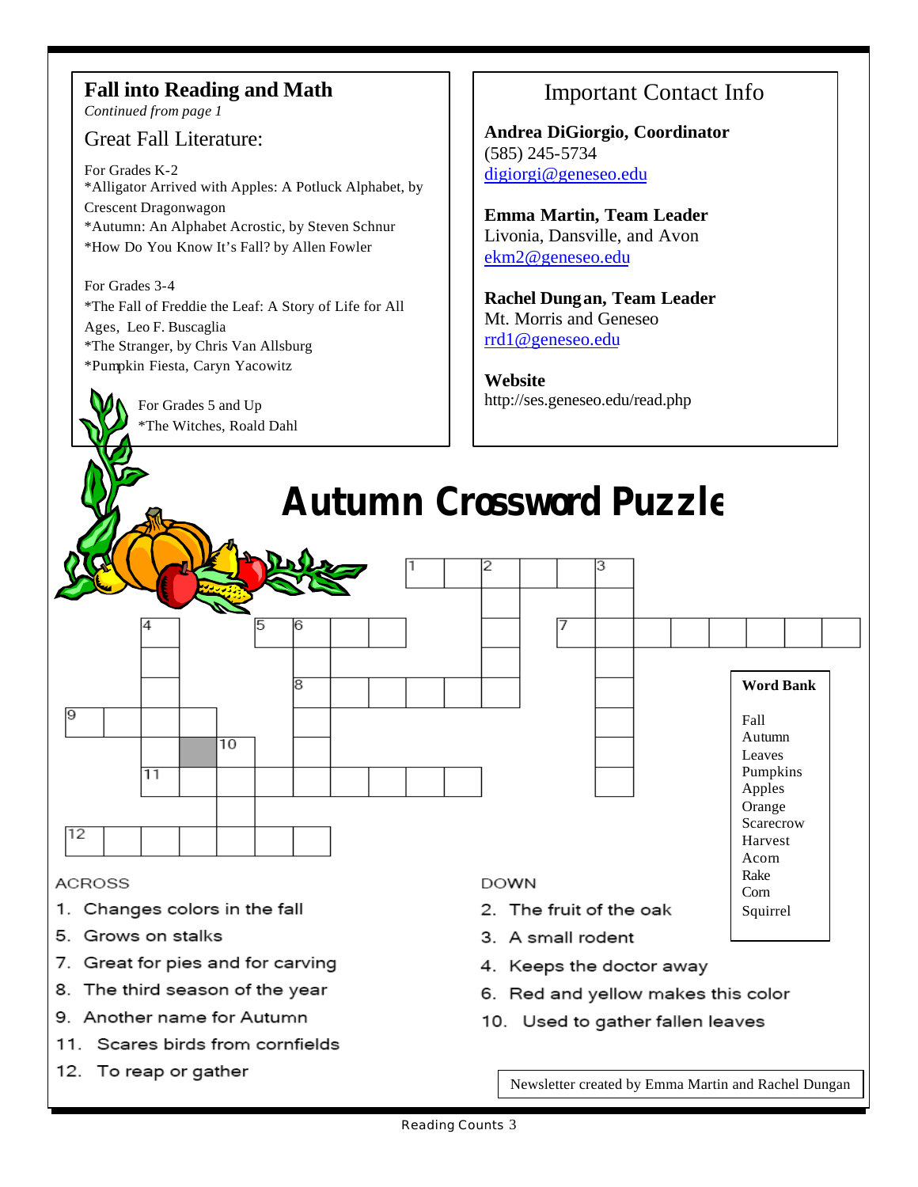## Fall into Reading and Math

*Continued from page 1*

### Great Fall Literature:

For Grades K-2
*Alligator Arrived with Apples: A Potluck Alphabet, by Crescent Dragonwagon
*Autumn: An Alphabet Acrostic, by Steven Schnur
*How Do You Know It's Fall? by Allen Fowler

For Grades 3-4
*The Fall of Freddie the Leaf: A Story of Life for All Ages, Leo F. Buscaglia
*The Stranger, by Chris Van Allsburg
*Pumpkin Fiesta, Caryn Yacowitz

For Grades 5 and Up
*The Witches, Roald Dahl

## Important Contact Info

**Andrea DiGiorgio, Coordinator**
(585) 245-5734
digiorgi@geneseo.edu

**Emma Martin, Team Leader**
Livonia, Dansville, and Avon
ekm2@geneseo.edu

**Rachel Dungan, Team Leader**
Mt. Morris and Geneseo
rrd1@geneseo.edu

**Website**
http://ses.geneseo.edu/read.php

# Autumn Crossword Puzzle

**Word Bank**

Fall
Autumn
Leaves
Pumpkins
Apples
Orange
Scarecrow
Harvest
Acorn
Rake
Corn
Squirrel

ACROSS

1. Changes colors in the fall
5. Grows on stalks
7. Great for pies and for carving
8. The third season of the year
9. Another name for Autumn
11. Scares birds from cornfields
12. To reap or gather

DOWN

2. The fruit of the oak
3. A small rodent
4. Keeps the doctor away
6. Red and yellow makes this color
10. Used to gather fallen leaves

Newsletter created by Emma Martin and Rachel Dungan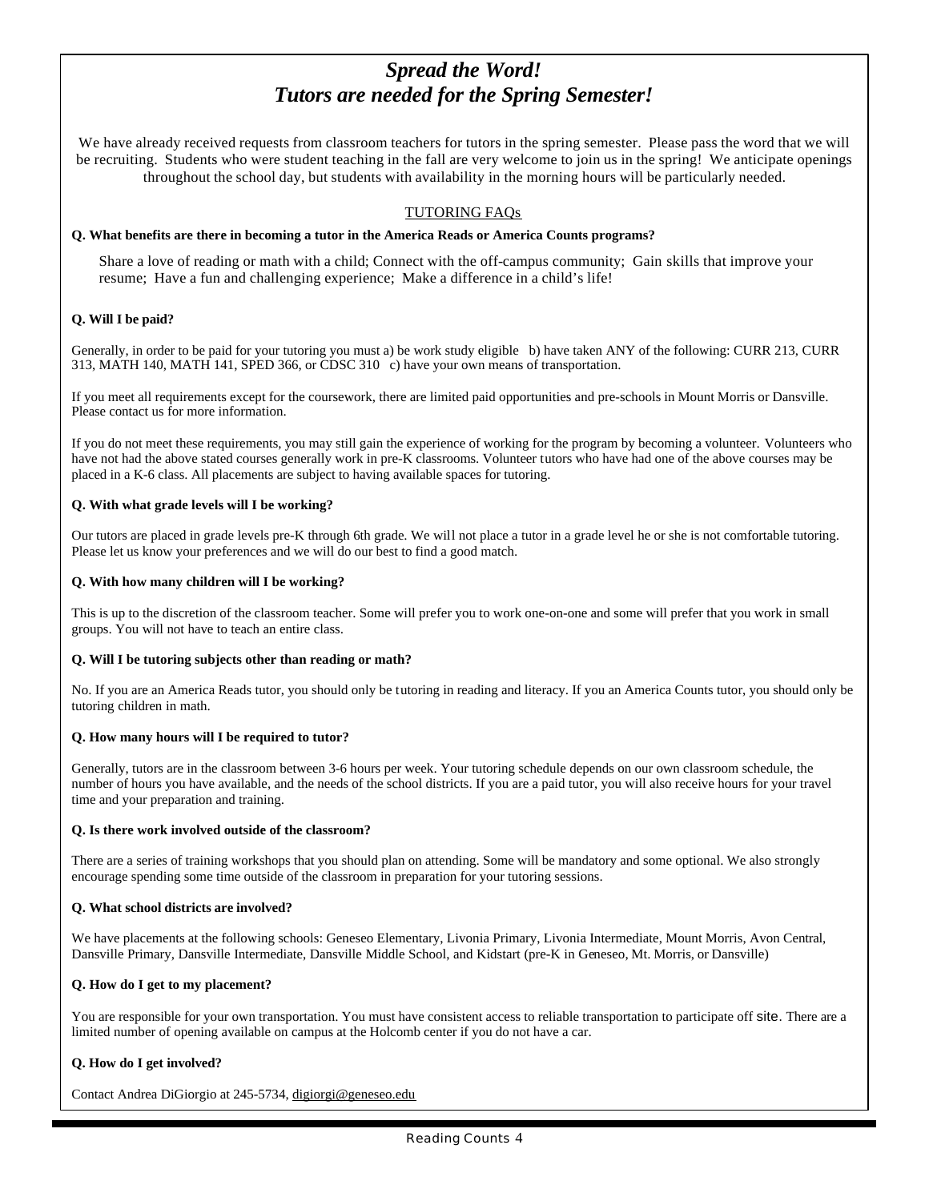## *Spread the Word!*
## *Tutors are needed for the Spring Semester!*

We have already received requests from classroom teachers for tutors in the spring semester. Please pass the word that we will be recruiting. Students who were student teaching in the fall are very welcome to join us in the spring! We anticipate openings throughout the school day, but students with availability in the morning hours will be particularly needed.

### TUTORING FAQs

**Q. What benefits are there in becoming a tutor in the America Reads or America Counts programs?**

Share a love of reading or math with a child; Connect with the off-campus community; Gain skills that improve your resume; Have a fun and challenging experience; Make a difference in a child's life!

**Q. Will I be paid?**

Generally, in order to be paid for your tutoring you must a) be work study eligible b) have taken ANY of the following: CURR 213, CURR 313, MATH 140, MATH 141, SPED 366, or CDSC 310 c) have your own means of transportation.

If you meet all requirements except for the coursework, there are limited paid opportunities and pre-schools in Mount Morris or Dansville. Please contact us for more information.

If you do not meet these requirements, you may still gain the experience of working for the program by becoming a volunteer. Volunteers who have not had the above stated courses generally work in pre-K classrooms. Volunteer tutors who have had one of the above courses may be placed in a K-6 class. All placements are subject to having available spaces for tutoring.

**Q. With what grade levels will I be working?**

Our tutors are placed in grade levels pre-K through 6th grade. We will not place a tutor in a grade level he or she is not comfortable tutoring. Please let us know your preferences and we will do our best to find a good match.

**Q. With how many children will I be working?**

This is up to the discretion of the classroom teacher. Some will prefer you to work one-on-one and some will prefer that you work in small groups. You will not have to teach an entire class.

**Q. Will I be tutoring subjects other than reading or math?**

No. If you are an America Reads tutor, you should only be tutoring in reading and literacy. If you an America Counts tutor, you should only be tutoring children in math.

**Q. How many hours will I be required to tutor?**

Generally, tutors are in the classroom between 3-6 hours per week. Your tutoring schedule depends on our own classroom schedule, the number of hours you have available, and the needs of the school districts. If you are a paid tutor, you will also receive hours for your travel time and your preparation and training.

**Q. Is there work involved outside of the classroom?**

There are a series of training workshops that you should plan on attending. Some will be mandatory and some optional. We also strongly encourage spending some time outside of the classroom in preparation for your tutoring sessions.

**Q. What school districts are involved?**

We have placements at the following schools: Geneseo Elementary, Livonia Primary, Livonia Intermediate, Mount Morris, Avon Central, Dansville Primary, Dansville Intermediate, Dansville Middle School, and Kidstart (pre-K in Geneseo, Mt. Morris, or Dansville)

**Q. How do I get to my placement?**

You are responsible for your own transportation. You must have consistent access to reliable transportation to participate off site. There are a limited number of opening available on campus at the Holcomb center if you do not have a car.

**Q. How do I get involved?**

Contact Andrea DiGiorgio at 245-5734, digiorgi@geneseo.edu